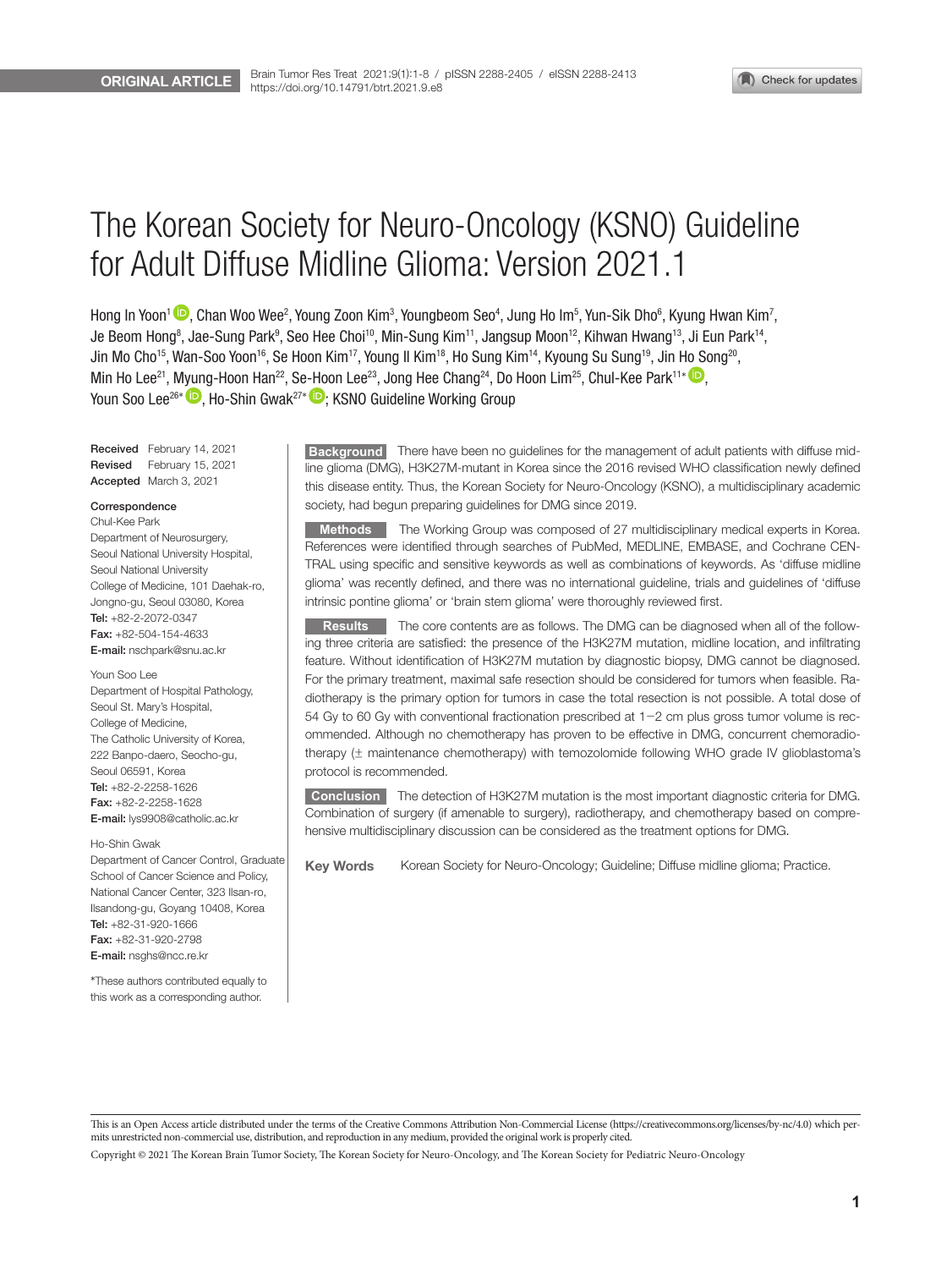ORIGINAL ARTICLE

https://doi.org/10.14791/btrt.2021.9.e8

# The Korean Society for Neuro-Oncology (KSNO) Guideline for Adult Diffuse Midline Glioma: Version 2021.1

Hong In Yoon[1], Chan Woo Wee[2], Young Zoon Kim[3], Youngbeom Seo[4], Jung Ho Im[5], Yun-Sik Dho[6], Kyung Hwan Kim[7], Je Beom Hong[8], Jae-Sung Park[9], Seo Hee Choi[10], Min-Sung Kim[11], Jangsup Moon[12], Kihwan Hwang[13], Ji Eun Park[14], Jin Mo Cho[15], Wan-Soo Yoon[16], Se Hoon Kim[17], Young Il Kim[18], Ho Sung Kim[14], Kyoung Su Sung[19], Jin Ho Song[20], Min Ho Lee[21], Myung-Hoon Han[22], Se-Hoon Lee[23], Jong Hee Chang[24], Do Hoon Lim[25], Chul-Kee Park[11*], Youn Soo Lee[26*], Ho-Shin Gwak[27*]; KSNO Guideline Working Group

**Received** February 14, 2021
**Revised** February 15, 2021
**Accepted** March 3, 2021

**Correspondence**
Chul-Kee Park
Department of Neurosurgery, Seoul National University Hospital, Seoul National University College of Medicine, 101 Daehak-ro, Jongno-gu, Seoul 03080, Korea
**Tel:** +82-2-2072-0347
**Fax:** +82-504-154-4633
**E-mail:** nschpark@snu.ac.kr

Youn Soo Lee
Department of Hospital Pathology, Seoul St. Mary's Hospital, College of Medicine, The Catholic University of Korea, 222 Banpo-daero, Seocho-gu, Seoul 06591, Korea
**Tel:** +82-2-2258-1626
**Fax:** +82-2-2258-1628
**E-mail:** lys9908@catholic.ac.kr

Ho-Shin Gwak
Department of Cancer Control, Graduate School of Cancer Science and Policy, National Cancer Center, 323 Ilsan-ro, Ilsandong-gu, Goyang 10408, Korea
**Tel:** +82-31-920-1666
**Fax:** +82-31-920-2798
**E-mail:** nsghs@ncc.re.kr

*These authors contributed equally to this work as a corresponding author.

**Background** There have been no guidelines for the management of adult patients with diffuse midline glioma (DMG), H3K27M-mutant in Korea since the 2016 revised WHO classification newly defined this disease entity. Thus, the Korean Society for Neuro-Oncology (KSNO), a multidisciplinary academic society, had begun preparing guidelines for DMG since 2019.

**Methods** The Working Group was composed of 27 multidisciplinary medical experts in Korea. References were identified through searches of PubMed, MEDLINE, EMBASE, and Cochrane CENTRAL using specific and sensitive keywords as well as combinations of keywords. As 'diffuse midline glioma' was recently defined, and there was no international guideline, trials and guidelines of 'diffuse intrinsic pontine glioma' or 'brain stem glioma' were thoroughly reviewed first.

**Results** The core contents are as follows. The DMG can be diagnosed when all of the following three criteria are satisfied: the presence of the H3K27M mutation, midline location, and infiltrating feature. Without identification of H3K27M mutation by diagnostic biopsy, DMG cannot be diagnosed. For the primary treatment, maximal safe resection should be considered for tumors when feasible. Radiotherapy is the primary option for tumors in case the total resection is not possible. A total dose of 54 Gy to 60 Gy with conventional fractionation prescribed at 1−2 cm plus gross tumor volume is recommended. Although no chemotherapy has proven to be effective in DMG, concurrent chemoradiotherapy (± maintenance chemotherapy) with temozolomide following WHO grade IV glioblastoma's protocol is recommended.

**Conclusion** The detection of H3K27M mutation is the most important diagnostic criteria for DMG. Combination of surgery (if amenable to surgery), radiotherapy, and chemotherapy based on comprehensive multidisciplinary discussion can be considered as the treatment options for DMG.

**Key Words** Korean Society for Neuro-Oncology; Guideline; Diffuse midline glioma; Practice.

This is an Open Access article distributed under the terms of the Creative Commons Attribution Non-Commercial License (https://creativecommons.org/licenses/by-nc/4.0) which permits unrestricted non-commercial use, distribution, and reproduction in any medium, provided the original work is properly cited.

Copyright © 2021 The Korean Brain Tumor Society, The Korean Society for Neuro-Oncology, and The Korean Society for Pediatric Neuro-Oncology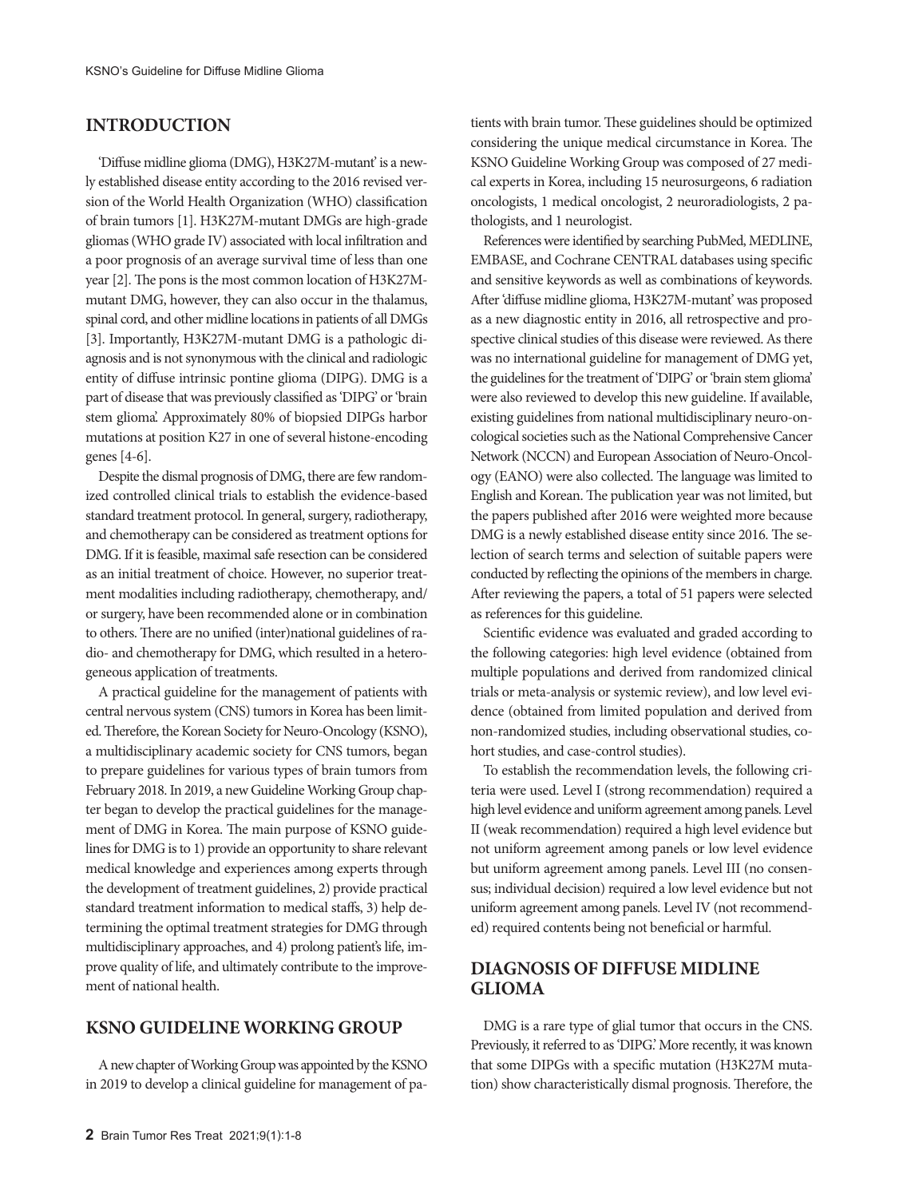## INTRODUCTION

'Diffuse midline glioma (DMG), H3K27M-mutant' is a newly established disease entity according to the 2016 revised version of the World Health Organization (WHO) classification of brain tumors [1]. H3K27M-mutant DMGs are high-grade gliomas (WHO grade IV) associated with local infiltration and a poor prognosis of an average survival time of less than one year [2]. The pons is the most common location of H3K27M-mutant DMG, however, they can also occur in the thalamus, spinal cord, and other midline locations in patients of all DMGs [3]. Importantly, H3K27M-mutant DMG is a pathologic diagnosis and is not synonymous with the clinical and radiologic entity of diffuse intrinsic pontine glioma (DIPG). DMG is a part of disease that was previously classified as 'DIPG' or 'brain stem glioma'. Approximately 80% of biopsied DIPGs harbor mutations at position K27 in one of several histone-encoding genes [4-6].

Despite the dismal prognosis of DMG, there are few randomized controlled clinical trials to establish the evidence-based standard treatment protocol. In general, surgery, radiotherapy, and chemotherapy can be considered as treatment options for DMG. If it is feasible, maximal safe resection can be considered as an initial treatment of choice. However, no superior treatment modalities including radiotherapy, chemotherapy, and/or surgery, have been recommended alone or in combination to others. There are no unified (inter)national guidelines of radio- and chemotherapy for DMG, which resulted in a heterogeneous application of treatments.

A practical guideline for the management of patients with central nervous system (CNS) tumors in Korea has been limited. Therefore, the Korean Society for Neuro-Oncology (KSNO), a multidisciplinary academic society for CNS tumors, began to prepare guidelines for various types of brain tumors from February 2018. In 2019, a new Guideline Working Group chapter began to develop the practical guidelines for the management of DMG in Korea. The main purpose of KSNO guidelines for DMG is to 1) provide an opportunity to share relevant medical knowledge and experiences among experts through the development of treatment guidelines, 2) provide practical standard treatment information to medical staffs, 3) help determining the optimal treatment strategies for DMG through multidisciplinary approaches, and 4) prolong patient's life, improve quality of life, and ultimately contribute to the improvement of national health.

## KSNO GUIDELINE WORKING GROUP

A new chapter of Working Group was appointed by the KSNO in 2019 to develop a clinical guideline for management of patients with brain tumor. These guidelines should be optimized considering the unique medical circumstance in Korea. The KSNO Guideline Working Group was composed of 27 medical experts in Korea, including 15 neurosurgeons, 6 radiation oncologists, 1 medical oncologist, 2 neuroradiologists, 2 pathologists, and 1 neurologist.

References were identified by searching PubMed, MEDLINE, EMBASE, and Cochrane CENTRAL databases using specific and sensitive keywords as well as combinations of keywords. After 'diffuse midline glioma, H3K27M-mutant' was proposed as a new diagnostic entity in 2016, all retrospective and prospective clinical studies of this disease were reviewed. As there was no international guideline for management of DMG yet, the guidelines for the treatment of 'DIPG' or 'brain stem glioma' were also reviewed to develop this new guideline. If available, existing guidelines from national multidisciplinary neuro-oncological societies such as the National Comprehensive Cancer Network (NCCN) and European Association of Neuro-Oncology (EANO) were also collected. The language was limited to English and Korean. The publication year was not limited, but the papers published after 2016 were weighted more because DMG is a newly established disease entity since 2016. The selection of search terms and selection of suitable papers were conducted by reflecting the opinions of the members in charge. After reviewing the papers, a total of 51 papers were selected as references for this guideline.

Scientific evidence was evaluated and graded according to the following categories: high level evidence (obtained from multiple populations and derived from randomized clinical trials or meta-analysis or systemic review), and low level evidence (obtained from limited population and derived from non-randomized studies, including observational studies, cohort studies, and case-control studies).

To establish the recommendation levels, the following criteria were used. Level I (strong recommendation) required a high level evidence and uniform agreement among panels. Level II (weak recommendation) required a high level evidence but not uniform agreement among panels or low level evidence but uniform agreement among panels. Level III (no consensus; individual decision) required a low level evidence but not uniform agreement among panels. Level IV (not recommended) required contents being not beneficial or harmful.

## DIAGNOSIS OF DIFFUSE MIDLINE GLIOMA

DMG is a rare type of glial tumor that occurs in the CNS. Previously, it referred to as 'DIPG.' More recently, it was known that some DIPGs with a specific mutation (H3K27M mutation) show characteristically dismal prognosis. Therefore, the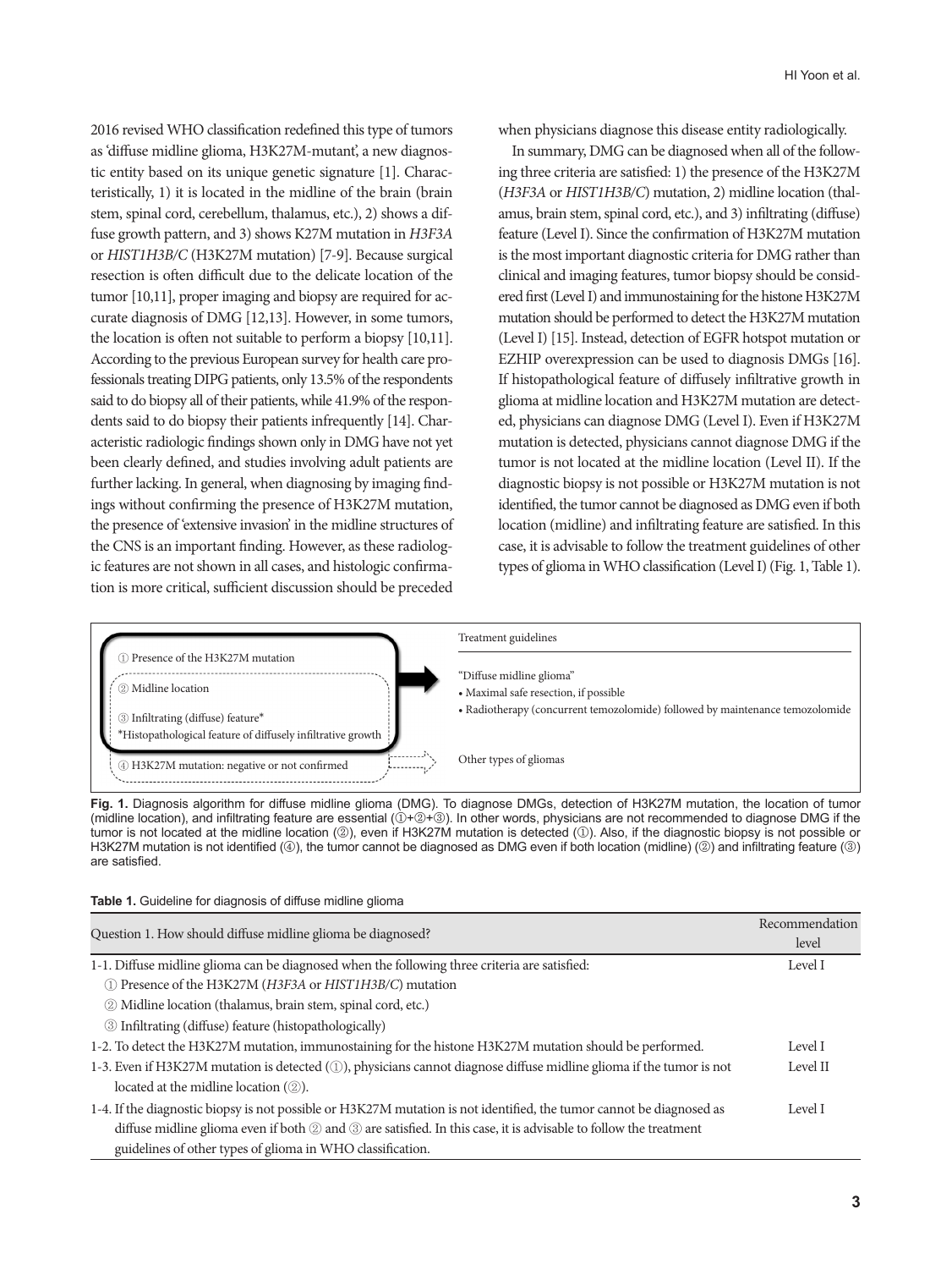2016 revised WHO classification redefined this type of tumors as 'diffuse midline glioma, H3K27M-mutant', a new diagnostic entity based on its unique genetic signature [1]. Characteristically, 1) it is located in the midline of the brain (brain stem, spinal cord, cerebellum, thalamus, etc.), 2) shows a diffuse growth pattern, and 3) shows K27M mutation in *H3F3A* or *HIST1H3B/C* (H3K27M mutation) [7-9]. Because surgical resection is often difficult due to the delicate location of the tumor [10,11], proper imaging and biopsy are required for accurate diagnosis of DMG [12,13]. However, in some tumors, the location is often not suitable to perform a biopsy [10,11]. According to the previous European survey for health care professionals treating DIPG patients, only 13.5% of the respondents said to do biopsy all of their patients, while 41.9% of the respondents said to do biopsy their patients infrequently [14]. Characteristic radiologic findings shown only in DMG have not yet been clearly defined, and studies involving adult patients are further lacking. In general, when diagnosing by imaging findings without confirming the presence of H3K27M mutation, the presence of 'extensive invasion' in the midline structures of the CNS is an important finding. However, as these radiologic features are not shown in all cases, and histologic confirmation is more critical, sufficient discussion should be preceded when physicians diagnose this disease entity radiologically.

In summary, DMG can be diagnosed when all of the following three criteria are satisfied: 1) the presence of the H3K27M (*H3F3A* or *HIST1H3B/C*) mutation, 2) midline location (thalamus, brain stem, spinal cord, etc.), and 3) infiltrating (diffuse) feature (Level I). Since the confirmation of H3K27M mutation is the most important diagnostic criteria for DMG rather than clinical and imaging features, tumor biopsy should be considered first (Level I) and immunostaining for the histone H3K27M mutation should be performed to detect the H3K27M mutation (Level I) [15]. Instead, detection of EGFR hotspot mutation or EZHIP overexpression can be used to diagnosis DMGs [16]. If histopathological feature of diffusely infiltrative growth in glioma at midline location and H3K27M mutation are detected, physicians can diagnose DMG (Level I). Even if H3K27M mutation is detected, physicians cannot diagnose DMG if the tumor is not located at the midline location (Level II). If the diagnostic biopsy is not possible or H3K27M mutation is not identified, the tumor cannot be diagnosed as DMG even if both location (midline) and infiltrating feature are satisfied. In this case, it is advisable to follow the treatment guidelines of other types of glioma in WHO classification (Level I) (Fig. 1, Table 1).

① Presence of the H3K27M mutation

② Midline location

③ Infiltrating (diffuse) feature*
*Histopathological feature of diffusely infiltrative growth

④ H3K27M mutation: negative or not confirmed

Treatment guidelines

"Diffuse midline glioma"
- Maximal safe resection, if possible
- Radiotherapy (concurrent temozolomide) followed by maintenance temozolomide

Other types of gliomas

**Fig. 1.** Diagnosis algorithm for diffuse midline glioma (DMG). To diagnose DMGs, detection of H3K27M mutation, the location of tumor (midline location), and infiltrating feature are essential (①+②+③). In other words, physicians are not recommended to diagnose DMG if the tumor is not located at the midline location (②), even if H3K27M mutation is detected (①). Also, if the diagnostic biopsy is not possible or H3K27M mutation is not identified (④), the tumor cannot be diagnosed as DMG even if both location (midline) (②) and infiltrating feature (③) are satisfied.

**Table 1.** Guideline for diagnosis of diffuse midline glioma

| Question 1. How should diffuse midline glioma be diagnosed? | Recommendation level |
|---|---|
| 1-1. Diffuse midline glioma can be diagnosed when the following three criteria are satisfied:<br>① Presence of the H3K27M (*H3F3A* or *HIST1H3B/C*) mutation<br>② Midline location (thalamus, brain stem, spinal cord, etc.)<br>③ Infiltrating (diffuse) feature (histopathologically) | Level I |
| 1-2. To detect the H3K27M mutation, immunostaining for the histone H3K27M mutation should be performed. | Level I |
| 1-3. Even if H3K27M mutation is detected (①), physicians cannot diagnose diffuse midline glioma if the tumor is not located at the midline location (②). | Level II |
| 1-4. If the diagnostic biopsy is not possible or H3K27M mutation is not identified, the tumor cannot be diagnosed as diffuse midline glioma even if both ② and ③ are satisfied. In this case, it is advisable to follow the treatment guidelines of other types of glioma in WHO classification. | Level I |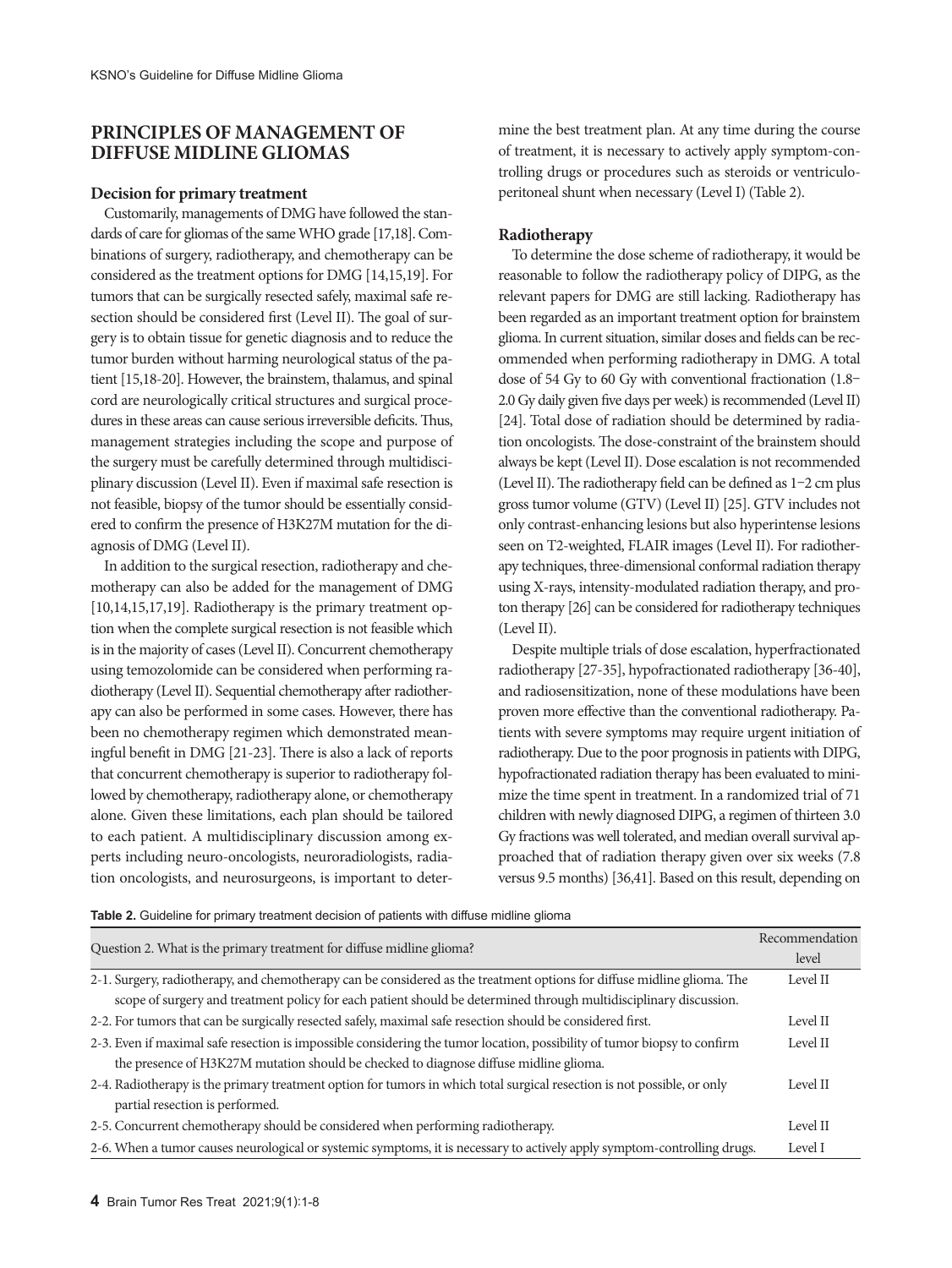## PRINCIPLES OF MANAGEMENT OF DIFFUSE MIDLINE GLIOMAS

### Decision for primary treatment

Customarily, managements of DMG have followed the standards of care for gliomas of the same WHO grade [17,18]. Combinations of surgery, radiotherapy, and chemotherapy can be considered as the treatment options for DMG [14,15,19]. For tumors that can be surgically resected safely, maximal safe resection should be considered first (Level II). The goal of surgery is to obtain tissue for genetic diagnosis and to reduce the tumor burden without harming neurological status of the patient [15,18-20]. However, the brainstem, thalamus, and spinal cord are neurologically critical structures and surgical procedures in these areas can cause serious irreversible deficits. Thus, management strategies including the scope and purpose of the surgery must be carefully determined through multidisciplinary discussion (Level II). Even if maximal safe resection is not feasible, biopsy of the tumor should be essentially considered to confirm the presence of H3K27M mutation for the diagnosis of DMG (Level II).

In addition to the surgical resection, radiotherapy and chemotherapy can also be added for the management of DMG [10,14,15,17,19]. Radiotherapy is the primary treatment option when the complete surgical resection is not feasible which is in the majority of cases (Level II). Concurrent chemotherapy using temozolomide can be considered when performing radiotherapy (Level II). Sequential chemotherapy after radiotherapy can also be performed in some cases. However, there has been no chemotherapy regimen which demonstrated meaningful benefit in DMG [21-23]. There is also a lack of reports that concurrent chemotherapy is superior to radiotherapy followed by chemotherapy, radiotherapy alone, or chemotherapy alone. Given these limitations, each plan should be tailored to each patient. A multidisciplinary discussion among experts including neuro-oncologists, neuroradiologists, radiation oncologists, and neurosurgeons, is important to determine the best treatment plan. At any time during the course of treatment, it is necessary to actively apply symptom-controlling drugs or procedures such as steroids or ventriculoperitoneal shunt when necessary (Level I) (Table 2).

### Radiotherapy

To determine the dose scheme of radiotherapy, it would be reasonable to follow the radiotherapy policy of DIPG, as the relevant papers for DMG are still lacking. Radiotherapy has been regarded as an important treatment option for brainstem glioma. In current situation, similar doses and fields can be recommended when performing radiotherapy in DMG. A total dose of 54 Gy to 60 Gy with conventional fractionation (1.8–2.0 Gy daily given five days per week) is recommended (Level II) [24]. Total dose of radiation should be determined by radiation oncologists. The dose-constraint of the brainstem should always be kept (Level II). Dose escalation is not recommended (Level II). The radiotherapy field can be defined as 1–2 cm plus gross tumor volume (GTV) (Level II) [25]. GTV includes not only contrast-enhancing lesions but also hyperintense lesions seen on T2-weighted, FLAIR images (Level II). For radiotherapy techniques, three-dimensional conformal radiation therapy using X-rays, intensity-modulated radiation therapy, and proton therapy [26] can be considered for radiotherapy techniques (Level II).

Despite multiple trials of dose escalation, hyperfractionated radiotherapy [27-35], hypofractionated radiotherapy [36-40], and radiosensitization, none of these modulations have been proven more effective than the conventional radiotherapy. Patients with severe symptoms may require urgent initiation of radiotherapy. Due to the poor prognosis in patients with DIPG, hypofractionated radiation therapy has been evaluated to minimize the time spent in treatment. In a randomized trial of 71 children with newly diagnosed DIPG, a regimen of thirteen 3.0 Gy fractions was well tolerated, and median overall survival approached that of radiation therapy given over six weeks (7.8 versus 9.5 months) [36,41]. Based on this result, depending on

**Table 2.** Guideline for primary treatment decision of patients with diffuse midline glioma

| Question 2. What is the primary treatment for diffuse midline glioma? | Recommendation level |
|---|---|
| 2-1. Surgery, radiotherapy, and chemotherapy can be considered as the treatment options for diffuse midline glioma. The scope of surgery and treatment policy for each patient should be determined through multidisciplinary discussion. | Level II |
| 2-2. For tumors that can be surgically resected safely, maximal safe resection should be considered first. | Level II |
| 2-3. Even if maximal safe resection is impossible considering the tumor location, possibility of tumor biopsy to confirm the presence of H3K27M mutation should be checked to diagnose diffuse midline glioma. | Level II |
| 2-4. Radiotherapy is the primary treatment option for tumors in which total surgical resection is not possible, or only partial resection is performed. | Level II |
| 2-5. Concurrent chemotherapy should be considered when performing radiotherapy. | Level II |
| 2-6. When a tumor causes neurological or systemic symptoms, it is necessary to actively apply symptom-controlling drugs. | Level I |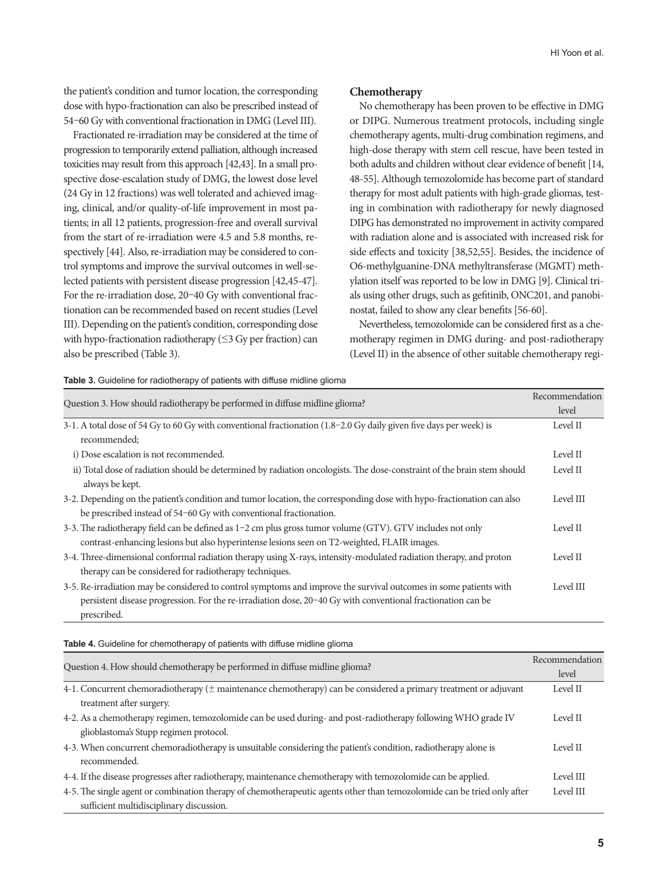the patient's condition and tumor location, the corresponding dose with hypo-fractionation can also be prescribed instead of 54−60 Gy with conventional fractionation in DMG (Level III).

Fractionated re-irradiation may be considered at the time of progression to temporarily extend palliation, although increased toxicities may result from this approach [42,43]. In a small prospective dose-escalation study of DMG, the lowest dose level (24 Gy in 12 fractions) was well tolerated and achieved imaging, clinical, and/or quality-of-life improvement in most patients; in all 12 patients, progression-free and overall survival from the start of re-irradiation were 4.5 and 5.8 months, respectively [44]. Also, re-irradiation may be considered to control symptoms and improve the survival outcomes in well-selected patients with persistent disease progression [42,45-47]. For the re-irradiation dose, 20−40 Gy with conventional fractionation can be recommended based on recent studies (Level III). Depending on the patient's condition, corresponding dose with hypo-fractionation radiotherapy (≤3 Gy per fraction) can also be prescribed (Table 3).

### Chemotherapy

No chemotherapy has been proven to be effective in DMG or DIPG. Numerous treatment protocols, including single chemotherapy agents, multi-drug combination regimens, and high-dose therapy with stem cell rescue, have been tested in both adults and children without clear evidence of benefit [14, 48-55]. Although temozolomide has become part of standard therapy for most adult patients with high-grade gliomas, testing in combination with radiotherapy for newly diagnosed DIPG has demonstrated no improvement in activity compared with radiation alone and is associated with increased risk for side effects and toxicity [38,52,55]. Besides, the incidence of O6-methylguanine-DNA methyltransferase (MGMT) methylation itself was reported to be low in DMG [9]. Clinical trials using other drugs, such as gefitinib, ONC201, and panobinostat, failed to show any clear benefits [56-60].

Nevertheless, temozolomide can be considered first as a chemotherapy regimen in DMG during- and post-radiotherapy (Level II) in the absence of other suitable chemotherapy regi-

**Table 3.** Guideline for radiotherapy of patients with diffuse midline glioma

| Question 3. How should radiotherapy be performed in diffuse midline glioma? | Recommendation level |
|---|---|
| 3-1. A total dose of 54 Gy to 60 Gy with conventional fractionation (1.8−2.0 Gy daily given five days per week) is recommended; | Level II |
| i) Dose escalation is not recommended. | Level II |
| ii) Total dose of radiation should be determined by radiation oncologists. The dose-constraint of the brain stem should always be kept. | Level II |
| 3-2. Depending on the patient's condition and tumor location, the corresponding dose with hypo-fractionation can also be prescribed instead of 54−60 Gy with conventional fractionation. | Level III |
| 3-3. The radiotherapy field can be defined as 1−2 cm plus gross tumor volume (GTV). GTV includes not only contrast-enhancing lesions but also hyperintense lesions seen on T2-weighted, FLAIR images. | Level II |
| 3-4. Three-dimensional conformal radiation therapy using X-rays, intensity-modulated radiation therapy, and proton therapy can be considered for radiotherapy techniques. | Level II |
| 3-5. Re-irradiation may be considered to control symptoms and improve the survival outcomes in some patients with persistent disease progression. For the re-irradiation dose, 20−40 Gy with conventional fractionation can be prescribed. | Level III |

**Table 4.** Guideline for chemotherapy of patients with diffuse midline glioma

| Question 4. How should chemotherapy be performed in diffuse midline glioma? | Recommendation level |
|---|---|
| 4-1. Concurrent chemoradiotherapy (± maintenance chemotherapy) can be considered a primary treatment or adjuvant treatment after surgery. | Level II |
| 4-2. As a chemotherapy regimen, temozolomide can be used during- and post-radiotherapy following WHO grade IV glioblastoma's Stupp regimen protocol. | Level II |
| 4-3. When concurrent chemoradiotherapy is unsuitable considering the patient's condition, radiotherapy alone is recommended. | Level II |
| 4-4. If the disease progresses after radiotherapy, maintenance chemotherapy with temozolomide can be applied. | Level III |
| 4-5. The single agent or combination therapy of chemotherapeutic agents other than temozolomide can be tried only after sufficient multidisciplinary discussion. | Level III |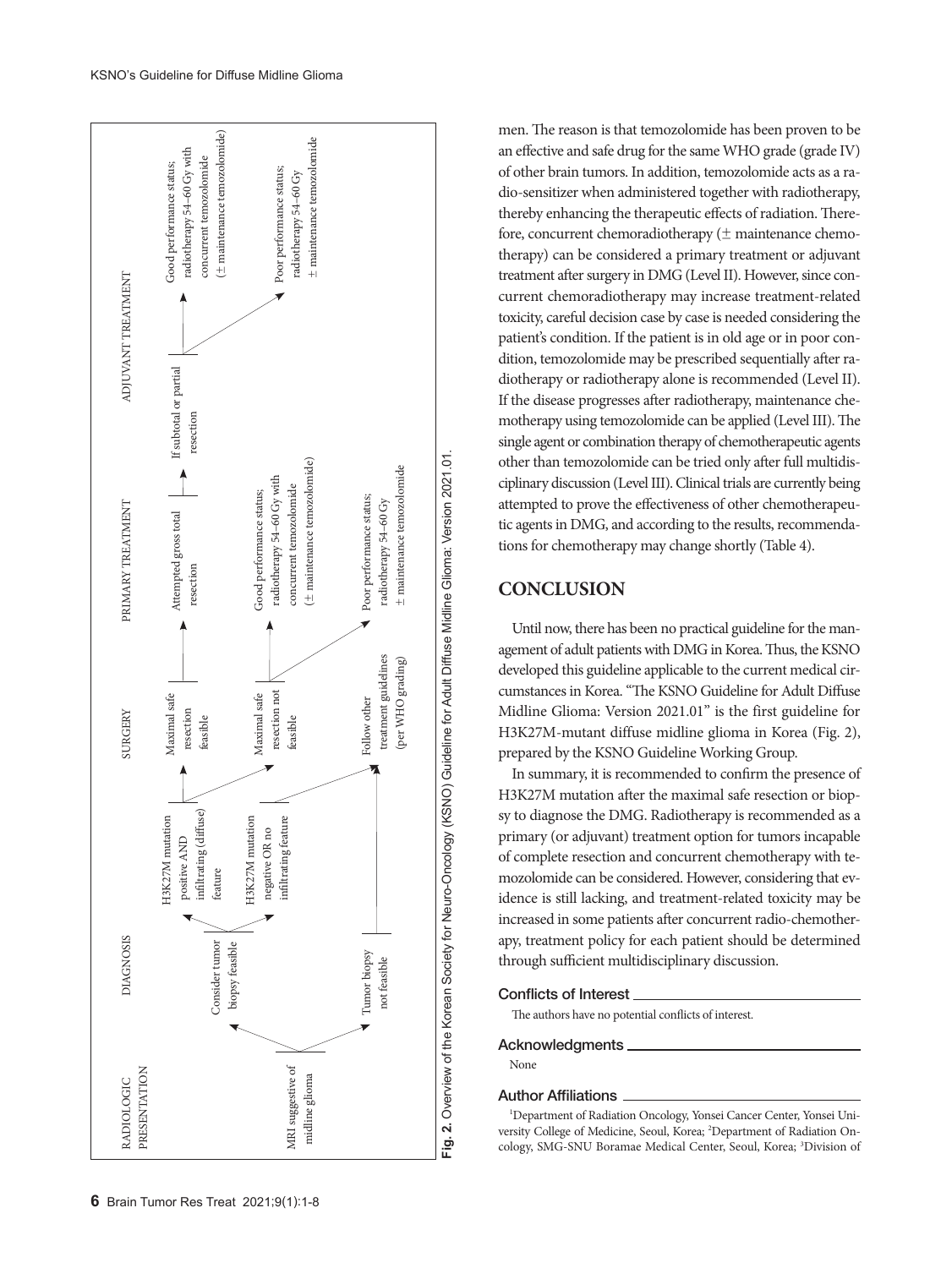RADIOLOGIC PRESENTATION → DIAGNOSIS → SURGERY → PRIMARY TREATMENT → ADJUVANT TREATMENT

MRI suggestive of midline glioma
- Consider tumor biopsy feasible
  - H3K27M mutation positive AND infiltrating (diffuse) feature
    - Maximal safe resection feasible → Attempted gross total resection → If subtotal or partial resection
      - Good performance status; radiotherapy 54–60 Gy with concurrent temozolomide (± maintenance temozolomide)
      - Poor performance status; radiotherapy 54–60 Gy ± maintenance temozolomide
    - Maximal safe resection not feasible
      - Good performance status; radiotherapy 54–60 Gy with concurrent temozolomide (± maintenance temozolomide)
      - Poor performance status; radiotherapy 54–60 Gy ± maintenance temozolomide
  - H3K27M mutation negative OR no infiltrating feature → Follow other treatment guidelines (per WHO grading)
- Tumor biopsy not feasible → Follow other treatment guidelines (per WHO grading)

**Fig. 2.** Overview of the Korean Society for Neuro-Oncology (KSNO) Guideline for Adult Diffuse Midline Glioma: Version 2021.01.

men. The reason is that temozolomide has been proven to be an effective and safe drug for the same WHO grade (grade IV) of other brain tumors. In addition, temozolomide acts as a radio-sensitizer when administered together with radiotherapy, thereby enhancing the therapeutic effects of radiation. Therefore, concurrent chemoradiotherapy (± maintenance chemotherapy) can be considered a primary treatment or adjuvant treatment after surgery in DMG (Level II). However, since concurrent chemoradiotherapy may increase treatment-related toxicity, careful decision case by case is needed considering the patient's condition. If the patient is in old age or in poor condition, temozolomide may be prescribed sequentially after radiotherapy or radiotherapy alone is recommended (Level II). If the disease progresses after radiotherapy, maintenance chemotherapy using temozolomide can be applied (Level III). The single agent or combination therapy of chemotherapeutic agents other than temozolomide can be tried only after full multidisciplinary discussion (Level III). Clinical trials are currently being attempted to prove the effectiveness of other chemotherapeutic agents in DMG, and according to the results, recommendations for chemotherapy may change shortly (Table 4).

## CONCLUSION

Until now, there has been no practical guideline for the management of adult patients with DMG in Korea. Thus, the KSNO developed this guideline applicable to the current medical circumstances in Korea. "The KSNO Guideline for Adult Diffuse Midline Glioma: Version 2021.01" is the first guideline for H3K27M-mutant diffuse midline glioma in Korea (Fig. 2), prepared by the KSNO Guideline Working Group.

In summary, it is recommended to confirm the presence of H3K27M mutation after the maximal safe resection or biopsy to diagnose the DMG. Radiotherapy is recommended as a primary (or adjuvant) treatment option for tumors incapable of complete resection and concurrent chemotherapy with temozolomide can be considered. However, considering that evidence is still lacking, and treatment-related toxicity may be increased in some patients after concurrent radio-chemotherapy, treatment policy for each patient should be determined through sufficient multidisciplinary discussion.

### Conflicts of Interest

The authors have no potential conflicts of interest.

### Acknowledgments

None

### Author Affiliations

[1]Department of Radiation Oncology, Yonsei Cancer Center, Yonsei University College of Medicine, Seoul, Korea; [2]Department of Radiation Oncology, SMG-SNU Boramae Medical Center, Seoul, Korea; [3]Division of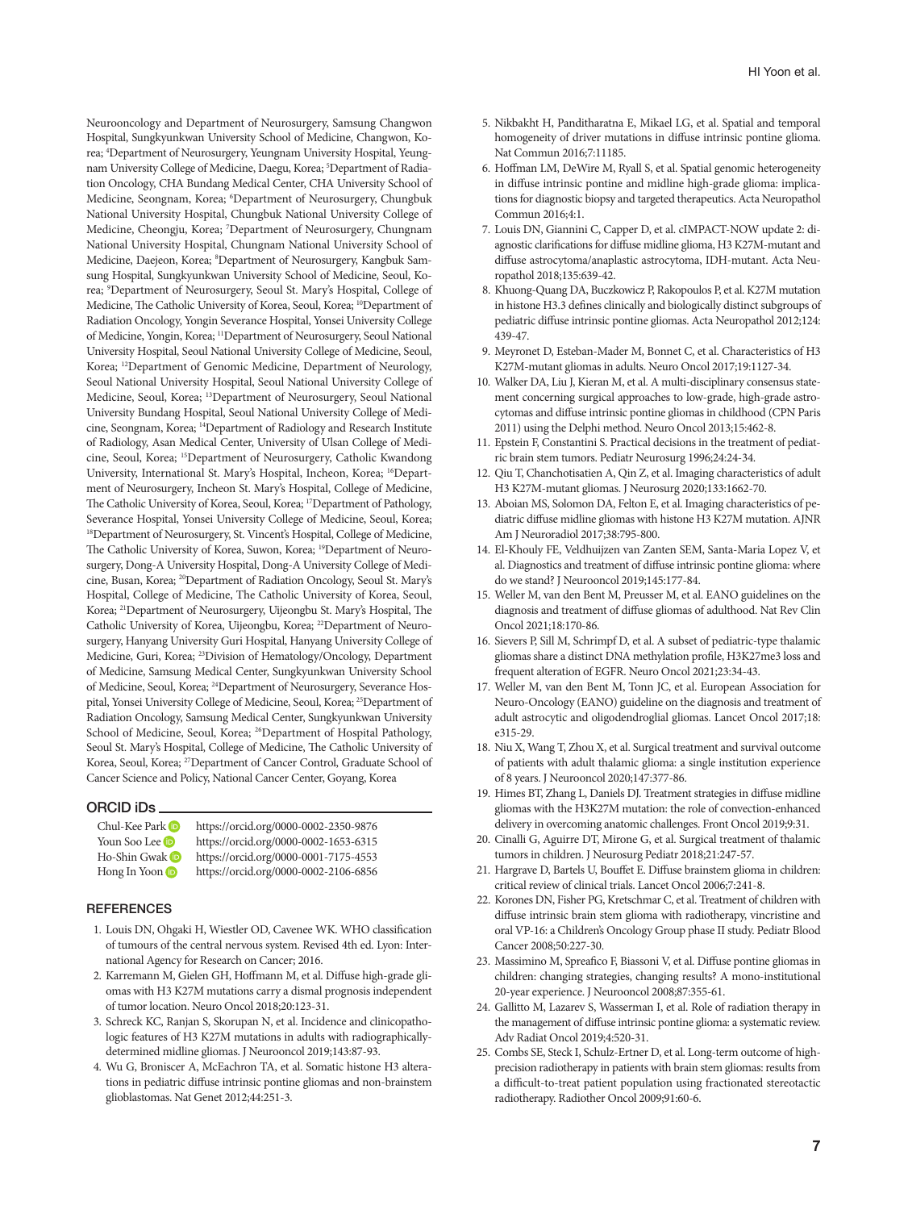Neurooncology and Department of Neurosurgery, Samsung Changwon Hospital, Sungkyunkwan University School of Medicine, Changwon, Korea; [4]Department of Neurosurgery, Yeungnam University Hospital, Yeungnam University College of Medicine, Daegu, Korea; [5]Department of Radiation Oncology, CHA Bundang Medical Center, CHA University School of Medicine, Seongnam, Korea; [6]Department of Neurosurgery, Chungbuk National University Hospital, Chungbuk National University College of Medicine, Cheongju, Korea; [7]Department of Neurosurgery, Chungnam National University Hospital, Chungnam National University School of Medicine, Daejeon, Korea; [8]Department of Neurosurgery, Kangbuk Samsung Hospital, Sungkyunkwan University School of Medicine, Seoul, Korea; [9]Department of Neurosurgery, Seoul St. Mary's Hospital, College of Medicine, The Catholic University of Korea, Seoul, Korea; [10]Department of Radiation Oncology, Yongin Severance Hospital, Yonsei University College of Medicine, Yongin, Korea; [11]Department of Neurosurgery, Seoul National University Hospital, Seoul National University College of Medicine, Seoul, Korea; [12]Department of Genomic Medicine, Department of Neurology, Seoul National University Hospital, Seoul National University College of Medicine, Seoul, Korea; [13]Department of Neurosurgery, Seoul National University Bundang Hospital, Seoul National University College of Medicine, Seongnam, Korea; [14]Department of Radiology and Research Institute of Radiology, Asan Medical Center, University of Ulsan College of Medicine, Seoul, Korea; [15]Department of Neurosurgery, Catholic Kwandong University, International St. Mary's Hospital, Incheon, Korea; [16]Department of Neurosurgery, Incheon St. Mary's Hospital, College of Medicine, The Catholic University of Korea, Seoul, Korea; [17]Department of Pathology, Severance Hospital, Yonsei University College of Medicine, Seoul, Korea; [18]Department of Neurosurgery, St. Vincent's Hospital, College of Medicine, The Catholic University of Korea, Suwon, Korea; [19]Department of Neurosurgery, Dong-A University Hospital, Dong-A University College of Medicine, Busan, Korea; [20]Department of Radiation Oncology, Seoul St. Mary's Hospital, College of Medicine, The Catholic University of Korea, Seoul, Korea; [21]Department of Neurosurgery, Uijeongbu St. Mary's Hospital, The Catholic University of Korea, Uijeongbu, Korea; [22]Department of Neurosurgery, Hanyang University Guri Hospital, Hanyang University College of Medicine, Guri, Korea; [23]Division of Hematology/Oncology, Department of Medicine, Samsung Medical Center, Sungkyunkwan University School of Medicine, Seoul, Korea; [24]Department of Neurosurgery, Severance Hospital, Yonsei University College of Medicine, Seoul, Korea; [25]Department of Radiation Oncology, Samsung Medical Center, Sungkyunkwan University School of Medicine, Seoul, Korea; [26]Department of Hospital Pathology, Seoul St. Mary's Hospital, College of Medicine, The Catholic University of Korea, Seoul, Korea; [27]Department of Cancer Control, Graduate School of Cancer Science and Policy, National Cancer Center, Goyang, Korea

## ORCID iDs

Chul-Kee Park https://orcid.org/0000-0002-2350-9876
Youn Soo Lee https://orcid.org/0000-0002-1653-6315
Ho-Shin Gwak https://orcid.org/0000-0001-7175-4553
Hong In Yoon https://orcid.org/0000-0002-2106-6856

## REFERENCES

1. Louis DN, Ohgaki H, Wiestler OD, Cavenee WK. WHO classification of tumours of the central nervous system. Revised 4th ed. Lyon: International Agency for Research on Cancer; 2016.
2. Karremann M, Gielen GH, Hoffmann M, et al. Diffuse high-grade gliomas with H3 K27M mutations carry a dismal prognosis independent of tumor location. Neuro Oncol 2018;20:123-31.
3. Schreck KC, Ranjan S, Skorupan N, et al. Incidence and clinicopathologic features of H3 K27M mutations in adults with radiographically-determined midline gliomas. J Neurooncol 2019;143:87-93.
4. Wu G, Broniscer A, McEachron TA, et al. Somatic histone H3 alterations in pediatric diffuse intrinsic pontine gliomas and non-brainstem glioblastomas. Nat Genet 2012;44:251-3.
5. Nikbakht H, Panditharatna E, Mikael LG, et al. Spatial and temporal homogeneity of driver mutations in diffuse intrinsic pontine glioma. Nat Commun 2016;7:11185.
6. Hoffman LM, DeWire M, Ryall S, et al. Spatial genomic heterogeneity in diffuse intrinsic pontine and midline high-grade glioma: implications for diagnostic biopsy and targeted therapeutics. Acta Neuropathol Commun 2016;4:1.
7. Louis DN, Giannini C, Capper D, et al. cIMPACT-NOW update 2: diagnostic clarifications for diffuse midline glioma, H3 K27M-mutant and diffuse astrocytoma/anaplastic astrocytoma, IDH-mutant. Acta Neuropathol 2018;135:639-42.
8. Khuong-Quang DA, Buczkowicz P, Rakopoulos P, et al. K27M mutation in histone H3.3 defines clinically and biologically distinct subgroups of pediatric diffuse intrinsic pontine gliomas. Acta Neuropathol 2012;124:439-47.
9. Meyronet D, Esteban-Mader M, Bonnet C, et al. Characteristics of H3 K27M-mutant gliomas in adults. Neuro Oncol 2017;19:1127-34.
10. Walker DA, Liu J, Kieran M, et al. A multi-disciplinary consensus statement concerning surgical approaches to low-grade, high-grade astrocytomas and diffuse intrinsic pontine gliomas in childhood (CPN Paris 2011) using the Delphi method. Neuro Oncol 2013;15:462-8.
11. Epstein F, Constantini S. Practical decisions in the treatment of pediatric brain stem tumors. Pediatr Neurosurg 1996;24:24-34.
12. Qiu T, Chanchotisatien A, Qin Z, et al. Imaging characteristics of adult H3 K27M-mutant gliomas. J Neurosurg 2020;133:1662-70.
13. Aboian MS, Solomon DA, Felton E, et al. Imaging characteristics of pediatric diffuse midline gliomas with histone H3 K27M mutation. AJNR Am J Neuroradiol 2017;38:795-800.
14. El-Khouly FE, Veldhuijzen van Zanten SEM, Santa-Maria Lopez V, et al. Diagnostics and treatment of diffuse intrinsic pontine glioma: where do we stand? J Neurooncol 2019;145:177-84.
15. Weller M, van den Bent M, Preusser M, et al. EANO guidelines on the diagnosis and treatment of diffuse gliomas of adulthood. Nat Rev Clin Oncol 2021;18:170-86.
16. Sievers P, Sill M, Schrimpf D, et al. A subset of pediatric-type thalamic gliomas share a distinct DNA methylation profile, H3K27me3 loss and frequent alteration of EGFR. Neuro Oncol 2021;23:34-43.
17. Weller M, van den Bent M, Tonn JC, et al. European Association for Neuro-Oncology (EANO) guideline on the diagnosis and treatment of adult astrocytic and oligodendroglial gliomas. Lancet Oncol 2017;18:e315-29.
18. Niu X, Wang T, Zhou X, et al. Surgical treatment and survival outcome of patients with adult thalamic glioma: a single institution experience of 8 years. J Neurooncol 2020;147:377-86.
19. Himes BT, Zhang L, Daniels DJ. Treatment strategies in diffuse midline gliomas with the H3K27M mutation: the role of convection-enhanced delivery in overcoming anatomic challenges. Front Oncol 2019;9:31.
20. Cinalli G, Aguirre DT, Mirone G, et al. Surgical treatment of thalamic tumors in children. J Neurosurg Pediatr 2018;21:247-57.
21. Hargrave D, Bartels U, Bouffet E. Diffuse brainstem glioma in children: critical review of clinical trials. Lancet Oncol 2006;7:241-8.
22. Korones DN, Fisher PG, Kretschmar C, et al. Treatment of children with diffuse intrinsic brain stem glioma with radiotherapy, vincristine and oral VP-16: a Children's Oncology Group phase II study. Pediatr Blood Cancer 2008;50:227-30.
23. Massimino M, Spreafico F, Biassoni V, et al. Diffuse pontine gliomas in children: changing strategies, changing results? A mono-institutional 20-year experience. J Neurooncol 2008;87:355-61.
24. Gallitto M, Lazarev S, Wasserman I, et al. Role of radiation therapy in the management of diffuse intrinsic pontine glioma: a systematic review. Adv Radiat Oncol 2019;4:520-31.
25. Combs SE, Steck I, Schulz-Ertner D, et al. Long-term outcome of high-precision radiotherapy in patients with brain stem gliomas: results from a difficult-to-treat patient population using fractionated stereotactic radiotherapy. Radiother Oncol 2009;91:60-6.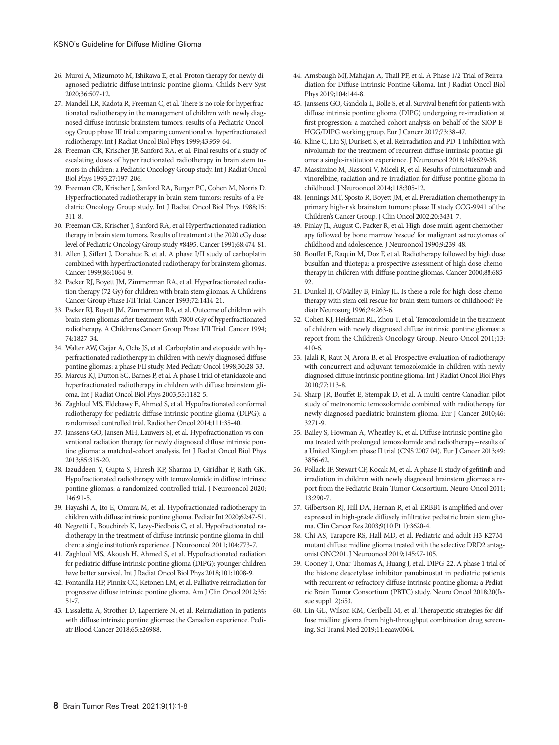26. Muroi A, Mizumoto M, Ishikawa E, et al. Proton therapy for newly diagnosed pediatric diffuse intrinsic pontine glioma. Childs Nerv Syst 2020;36:507-12.
27. Mandell LR, Kadota R, Freeman C, et al. There is no role for hyperfractionated radiotherapy in the management of children with newly diagnosed diffuse intrinsic brainstem tumors: results of a Pediatric Oncology Group phase III trial comparing conventional vs. hyperfractionated radiotherapy. Int J Radiat Oncol Biol Phys 1999;43:959-64.
28. Freeman CR, Krischer JP, Sanford RA, et al. Final results of a study of escalating doses of hyperfractionated radiotherapy in brain stem tumors in children: a Pediatric Oncology Group study. Int J Radiat Oncol Biol Phys 1993;27:197-206.
29. Freeman CR, Krischer J, Sanford RA, Burger PC, Cohen M, Norris D. Hyperfractionated radiotherapy in brain stem tumors: results of a Pediatric Oncology Group study. Int J Radiat Oncol Biol Phys 1988;15:311-8.
30. Freeman CR, Krischer J, Sanford RA, et al Hyperfractionated radiation therapy in brain stem tumors. Results of treatment at the 7020 cGy dose level of Pediatric Oncology Group study #8495. Cancer 1991;68:474-81.
31. Allen J, Siffert J, Donahue B, et al. A phase I/II study of carboplatin combined with hyperfractionated radiotherapy for brainstem gliomas. Cancer 1999;86:1064-9.
32. Packer RJ, Boyett JM, Zimmerman RA, et al. Hyperfractionated radiation therapy (72 Gy) for children with brain stem gliomas. A Childrens Cancer Group Phase I/II Trial. Cancer 1993;72:1414-21.
33. Packer RJ, Boyett JM, Zimmerman RA, et al. Outcome of children with brain stem gliomas after treatment with 7800 cGy of hyperfractionated radiotherapy. A Childrens Cancer Group Phase I/II Trial. Cancer 1994;74:1827-34.
34. Walter AW, Gajjar A, Ochs JS, et al. Carboplatin and etoposide with hyperfractionated radiotherapy in children with newly diagnosed diffuse pontine gliomas: a phase I/II study. Med Pediatr Oncol 1998;30:28-33.
35. Marcus KJ, Dutton SC, Barnes P, et al. A phase I trial of etanidazole and hyperfractionated radiotherapy in children with diffuse brainstem glioma. Int J Radiat Oncol Biol Phys 2003;55:1182-5.
36. Zaghloul MS, Eldebawy E, Ahmed S, et al. Hypofractionated conformal radiotherapy for pediatric diffuse intrinsic pontine glioma (DIPG): a randomized controlled trial. Radiother Oncol 2014;111:35-40.
37. Janssens GO, Jansen MH, Lauwers SJ, et al. Hypofractionation vs conventional radiation therapy for newly diagnosed diffuse intrinsic pontine glioma: a matched-cohort analysis. Int J Radiat Oncol Biol Phys 2013;85:315-20.
38. Izzuddeen Y, Gupta S, Haresh KP, Sharma D, Giridhar P, Rath GK. Hypofractionated radiotherapy with temozolomide in diffuse intrinsic pontine gliomas: a randomized controlled trial. J Neurooncol 2020;146:91-5.
39. Hayashi A, Ito E, Omura M, et al. Hypofractionated radiotherapy in children with diffuse intrinsic pontine glioma. Pediatr Int 2020;62:47-51.
40. Negretti L, Bouchireb K, Levy-Piedbois C, et al. Hypofractionated radiotherapy in the treatment of diffuse intrinsic pontine glioma in children: a single institution's experience. J Neurooncol 2011;104:773-7.
41. Zaghloul MS, Akoush H, Ahmed S, et al. Hypofractionated radiation for pediatric diffuse intrinsic pontine glioma (DIPG): younger children have better survival. Int J Radiat Oncol Biol Phys 2018;101:1008-9.
42. Fontanilla HP, Pinnix CC, Ketonen LM, et al. Palliative reirradiation for progressive diffuse intrinsic pontine glioma. Am J Clin Oncol 2012;35:51-7.
43. Lassaletta A, Strother D, Laperriere N, et al. Reirradiation in patients with diffuse intrinsic pontine gliomas: the Canadian experience. Pediatr Blood Cancer 2018;65:e26988.
44. Amsbaugh MJ, Mahajan A, Thall PF, et al. A Phase 1/2 Trial of Reirradiation for Diffuse Intrinsic Pontine Glioma. Int J Radiat Oncol Biol Phys 2019;104:144-8.
45. Janssens GO, Gandola L, Bolle S, et al. Survival benefit for patients with diffuse intrinsic pontine glioma (DIPG) undergoing re-irradiation at first progression: a matched-cohort analysis on behalf of the SIOP-E-HGG/DIPG working group. Eur J Cancer 2017;73:38-47.
46. Kline C, Liu SJ, Duriseti S, et al. Reirradiation and PD-1 inhibition with nivolumab for the treatment of recurrent diffuse intrinsic pontine glioma: a single-institution experience. J Neurooncol 2018;140:629-38.
47. Massimino M, Biassoni V, Miceli R, et al. Results of nimotuzumab and vinorelbine, radiation and re-irradiation for diffuse pontine glioma in childhood. J Neurooncol 2014;118:305-12.
48. Jennings MT, Sposto R, Boyett JM, et al. Preradiation chemotherapy in primary high-risk brainstem tumors: phase II study CCG-9941 of the Children's Cancer Group. J Clin Oncol 2002;20:3431-7.
49. Finlay JL, August C, Packer R, et al. High-dose multi-agent chemotherapy followed by bone marrow 'rescue' for malignant astrocytomas of childhood and adolescence. J Neurooncol 1990;9:239-48.
50. Bouffet E, Raquin M, Doz F, et al. Radiotherapy followed by high dose busulfan and thiotepa: a prospective assessment of high dose chemotherapy in children with diffuse pontine gliomas. Cancer 2000;88:685-92.
51. Dunkel IJ, O'Malley B, Finlay JL. Is there a role for high-dose chemotherapy with stem cell rescue for brain stem tumors of childhood? Pediatr Neurosurg 1996;24:263-6.
52. Cohen KJ, Heideman RL, Zhou T, et al. Temozolomide in the treatment of children with newly diagnosed diffuse intrinsic pontine gliomas: a report from the Children's Oncology Group. Neuro Oncol 2011;13:410-6.
53. Jalali R, Raut N, Arora B, et al. Prospective evaluation of radiotherapy with concurrent and adjuvant temozolomide in children with newly diagnosed diffuse intrinsic pontine glioma. Int J Radiat Oncol Biol Phys 2010;77:113-8.
54. Sharp JR, Bouffet E, Stempak D, et al. A multi-centre Canadian pilot study of metronomic temozolomide combined with radiotherapy for newly diagnosed paediatric brainstem glioma. Eur J Cancer 2010;46:3271-9.
55. Bailey S, Howman A, Wheatley K, et al. Diffuse intrinsic pontine glioma treated with prolonged temozolomide and radiotherapy--results of a United Kingdom phase II trial (CNS 2007 04). Eur J Cancer 2013;49:3856-62.
56. Pollack IF, Stewart CF, Kocak M, et al. A phase II study of gefitinib and irradiation in children with newly diagnosed brainstem gliomas: a report from the Pediatric Brain Tumor Consortium. Neuro Oncol 2011;13:290-7.
57. Gilbertson RJ, Hill DA, Hernan R, et al. ERBB1 is amplified and overexpressed in high-grade diffusely infiltrative pediatric brain stem glioma. Clin Cancer Res 2003;9(10 Pt 1):3620-4.
58. Chi AS, Tarapore RS, Hall MD, et al. Pediatric and adult H3 K27M-mutant diffuse midline glioma treated with the selective DRD2 antagonist ONC201. J Neurooncol 2019;145:97-105.
59. Cooney T, Onar-Thomas A, Huang J, et al. DIPG-22. A phase 1 trial of the histone deacetylase inhibitor panobinostat in pediatric patients with recurrent or refractory diffuse intrinsic pontine glioma: a Pediatric Brain Tumor Consortium (PBTC) study. Neuro Oncol 2018;20(Issue suppl_2):i53.
60. Lin GL, Wilson KM, Ceribelli M, et al. Therapeutic strategies for diffuse midline glioma from high-throughput combination drug screening. Sci Transl Med 2019;11:eaaw0064.